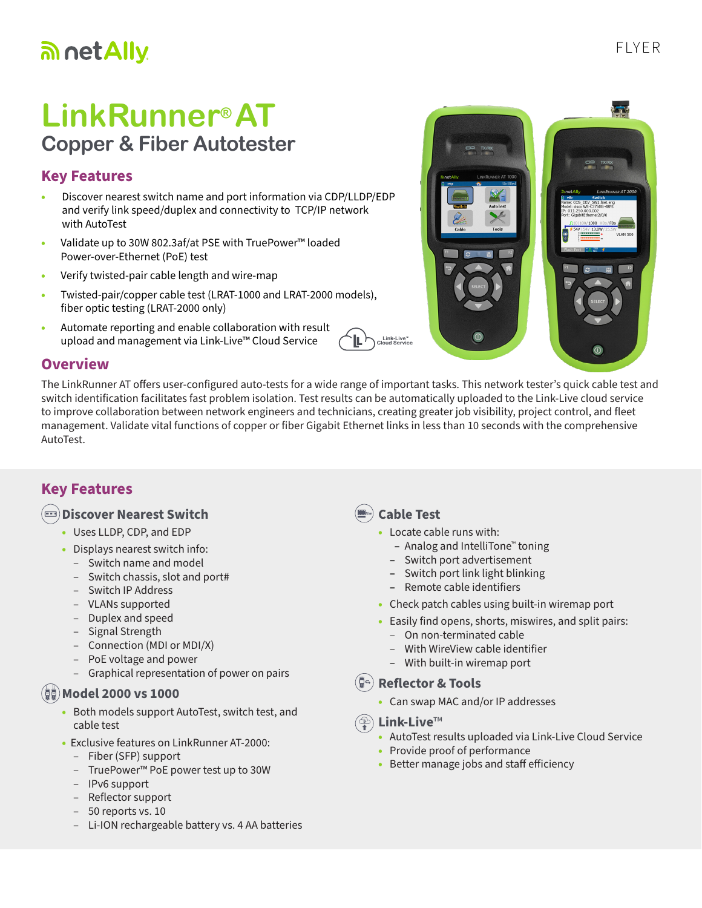netAlly

FLYER

# LinkRunner® AT

## Copper & Fiber Autotester

### Key Features

- Discover nearest switch name and port information via CDP/LLDP/EDP and verify link speed/duplex and connectivity to TCP/IP network with AutoTest
- Validate up to 30W 802.3af/at PSE with TruePower™ loaded Power-over-Ethernet (PoE) test
- Verify twisted-pair cable length and wire-map
- Twisted-pair/copper cable test (LRAT-1000 and LRAT-2000 models), fiber optic testing (LRAT-2000 only)
- Automate reporting and enable collaboration with result upload and management via Link-Live™ Cloud Service

### Overview

The LinkRunner AT offers user-configured auto-tests for a wide range of important tasks. This network tester's quick cable test and switch identification facilitates fast problem isolation. Test results can be automatically uploaded to the Link-Live cloud service to improve collaboration between network engineers and technicians, creating greater job visibility, project control, and fleet management. Validate vital functions of copper or fiber Gigabit Ethernet links in less than 10 seconds with the comprehensive AutoTest.

### Key Features

#### Discover Nearest Switch

- Uses LLDP, CDP, and EDP
- Displays nearest switch info:
  - Switch name and model
  - Switch chassis, slot and port#
  - Switch IP Address
  - VLANs supported
  - Duplex and speed
  - Signal Strength
  - Connection (MDI or MDI/X)
  - PoE voltage and power
  - Graphical representation of power on pairs

#### Model 2000 vs 1000

- Both models support AutoTest, switch test, and cable test
- Exclusive features on LinkRunner AT-2000:
  - Fiber (SFP) support
  - TruePower™ PoE power test up to 30W
  - IPv6 support
  - Reflector support
  - 50 reports vs. 10
  - Li-ION rechargeable battery vs. 4 AA batteries

#### Cable Test

- Locate cable runs with:
  - Analog and IntelliTone™ toning
  - Switch port advertisement
  - Switch port link light blinking
  - Remote cable identifiers
- Check patch cables using built-in wiremap port
- Easily find opens, shorts, miswires, and split pairs:
  - On non-terminated cable
  - With WireView cable identifier
  - With built-in wiremap port

#### Reflector & Tools

- Can swap MAC and/or IP addresses

#### Link-Live™

- AutoTest results uploaded via Link-Live Cloud Service
- Provide proof of performance
- Better manage jobs and staff efficiency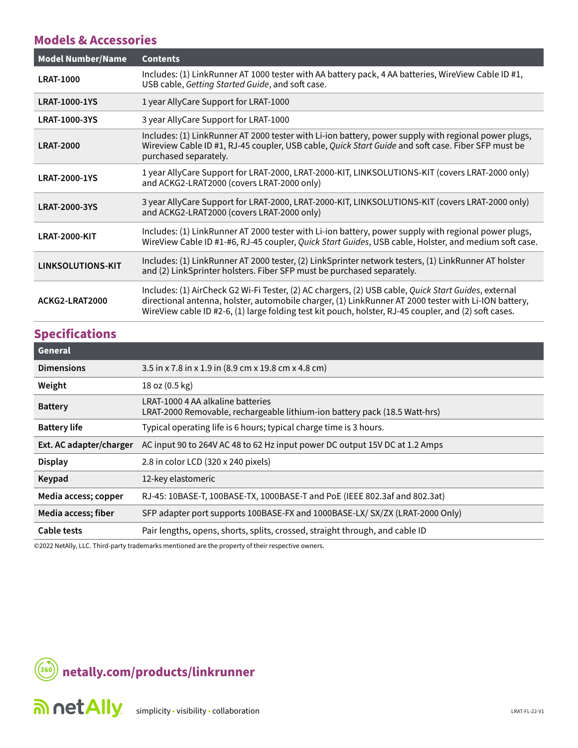## Models & Accessories

| Model Number/Name | Contents |
|---|---|
| **LRAT-1000** | Includes: (1) LinkRunner AT 1000 tester with AA battery pack, 4 AA batteries, WireView Cable ID #1, USB cable, *Getting Started Guide*, and soft case. |
| **LRAT-1000-1YS** | 1 year AllyCare Support for LRAT-1000 |
| **LRAT-1000-3YS** | 3 year AllyCare Support for LRAT-1000 |
| **LRAT-2000** | Includes: (1) LinkRunner AT 2000 tester with Li-ion battery, power supply with regional power plugs, Wireview Cable ID #1, RJ-45 coupler, USB cable, *Quick Start Guide* and soft case. Fiber SFP must be purchased separately. |
| **LRAT-2000-1YS** | 1 year AllyCare Support for LRAT-2000, LRAT-2000-KIT, LINKSOLUTIONS-KIT (covers LRAT-2000 only) and ACKG2-LRAT2000 (covers LRAT-2000 only) |
| **LRAT-2000-3YS** | 3 year AllyCare Support for LRAT-2000, LRAT-2000-KIT, LINKSOLUTIONS-KIT (covers LRAT-2000 only) and ACKG2-LRAT2000 (covers LRAT-2000 only) |
| **LRAT-2000-KIT** | Includes: (1) LinkRunner AT 2000 tester with Li-ion battery, power supply with regional power plugs, WireView Cable ID #1-#6, RJ-45 coupler, *Quick Start Guides*, USB cable, Holster, and medium soft case. |
| **LINKSOLUTIONS-KIT** | Includes: (1) LinkRunner AT 2000 tester, (2) LinkSprinter network testers, (1) LinkRunner AT holster and (2) LinkSprinter holsters. Fiber SFP must be purchased separately. |
| **ACKG2-LRAT2000** | Includes: (1) AirCheck G2 Wi-Fi Tester, (2) AC chargers, (2) USB cable, *Quick Start Guides*, external directional antenna, holster, automobile charger, (1) LinkRunner AT 2000 tester with Li-ION battery, WireView cable ID #2-6, (1) large folding test kit pouch, holster, RJ-45 coupler, and (2) soft cases. |

## Specifications

| General | |
|---|---|
| **Dimensions** | 3.5 in x 7.8 in x 1.9 in (8.9 cm x 19.8 cm x 4.8 cm) |
| **Weight** | 18 oz (0.5 kg) |
| **Battery** | LRAT-1000 4 AA alkaline batteries<br>LRAT-2000 Removable, rechargeable lithium-ion battery pack (18.5 Watt-hrs) |
| **Battery life** | Typical operating life is 6 hours; typical charge time is 3 hours. |
| **Ext. AC adapter/charger** | AC input 90 to 264V AC 48 to 62 Hz input power DC output 15V DC at 1.2 Amps |
| **Display** | 2.8 in color LCD (320 x 240 pixels) |
| **Keypad** | 12-key elastomeric |
| **Media access; copper** | RJ-45: 10BASE-T, 100BASE-TX, 1000BASE-T and PoE (IEEE 802.3af and 802.3at) |
| **Media access; fiber** | SFP adapter port supports 100BASE-FX and 1000BASE-LX/ SX/ZX (LRAT-2000 Only) |
| **Cable tests** | Pair lengths, opens, shorts, splits, crossed, straight through, and cable ID |

©2022 NetAlly, LLC. Third-party trademarks mentioned are the property of their respective owners.

**netally.com/products/linkrunner**

netAlly simplicity • visibility • collaboration

LRAT-FL-22-V1